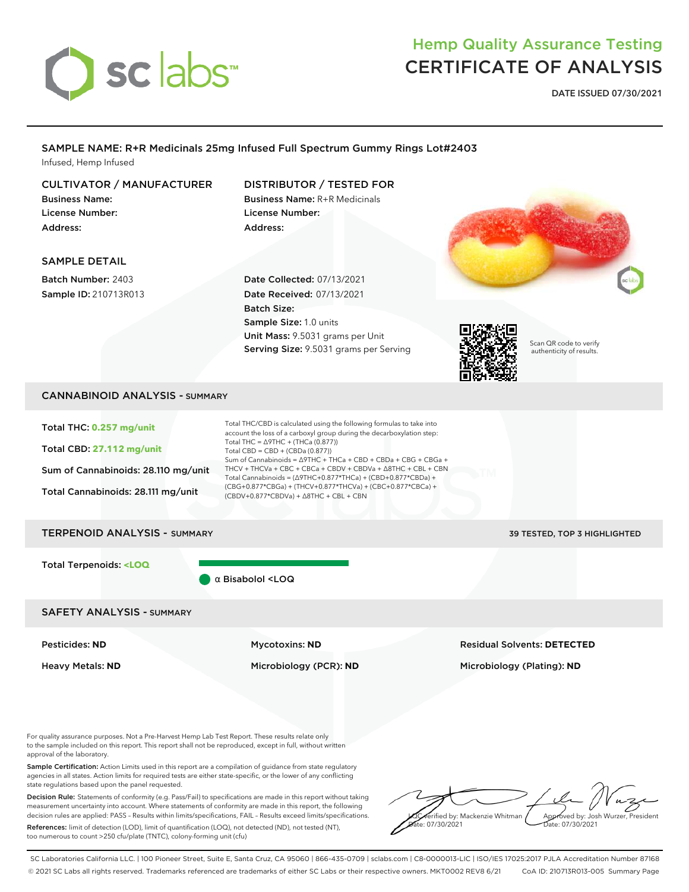# Hemp Quality Assurance Testing
# CERTIFICATE OF ANALYSIS

**DATE ISSUED 07/30/2021**

## SAMPLE NAME: R+R Medicinals 25mg Infused Full Spectrum Gummy Rings Lot#2403

Infused, Hemp Infused

### CULTIVATOR / MANUFACTURER

**Business Name:**
**License Number:**
**Address:**

### DISTRIBUTOR / TESTED FOR

**Business Name:** R+R Medicinals
**License Number:**
**Address:**

### SAMPLE DETAIL

**Batch Number:** 2403
**Sample ID:** 210713R013

**Date Collected:** 07/13/2021
**Date Received:** 07/13/2021
**Batch Size:**
**Sample Size:** 1.0 units
**Unit Mass:** 9.5031 grams per Unit
**Serving Size:** 9.5031 grams per Serving

Scan QR code to verify authenticity of results.

## CANNABINOID ANALYSIS - SUMMARY

Total THC: **0.257 mg/unit**

Total CBD: **27.112 mg/unit**

Sum of Cannabinoids: 28.110 mg/unit

Total Cannabinoids: 28.111 mg/unit

Total THC/CBD is calculated using the following formulas to take into account the loss of a carboxyl group during the decarboxylation step:
Total THC = Δ9THC + (THCa (0.877))
Total CBD = CBD + (CBDa (0.877))
Sum of Cannabinoids = Δ9THC + THCa + CBD + CBDa + CBG + CBGa + THCV + THCVa + CBC + CBCa + CBDV + CBDVa + Δ8THC + CBL + CBN
Total Cannabinoids = (Δ9THC+0.877*THCa) + (CBD+0.877*CBDa) + (CBG+0.877*CBGa) + (THCV+0.877*THCVa) + (CBC+0.877*CBCa) + (CBDV+0.877*CBDVa) + Δ8THC + CBL + CBN

## TERPENOID ANALYSIS - SUMMARY

39 TESTED, TOP 3 HIGHLIGHTED

Total Terpenoids: **<LOQ**

α Bisabolol <LOQ

## SAFETY ANALYSIS - SUMMARY

| | | |
|---|---|---|
| Pesticides: **ND** | Mycotoxins: **ND** | Residual Solvents: **DETECTED** |
| Heavy Metals: **ND** | Microbiology (PCR): **ND** | Microbiology (Plating): **ND** |

For quality assurance purposes. Not a Pre-Harvest Hemp Lab Test Report. These results relate only to the sample included on this report. This report shall not be reproduced, except in full, without written approval of the laboratory.

**Sample Certification:** Action Limits used in this report are a compilation of guidance from state regulatory agencies in all states. Action limits for required tests are either state-specific, or the lower of any conflicting state regulations based upon the panel requested.

**Decision Rule:** Statements of conformity (e.g. Pass/Fail) to specifications are made in this report without taking measurement uncertainty into account. Where statements of conformity are made in this report, the following decision rules are applied: PASS – Results within limits/specifications, FAIL – Results exceed limits/specifications.

**References:** limit of detection (LOD), limit of quantification (LOQ), not detected (ND), not tested (NT), too numerous to count >250 cfu/plate (TNTC), colony-forming unit (cfu)

LQC verified by: Mackenzie Whitman
Date: 07/30/2021

Approved by: Josh Wurzer, President
Date: 07/30/2021

SC Laboratories California LLC. | 100 Pioneer Street, Suite E, Santa Cruz, CA 95060 | 866-435-0709 | sclabs.com | C8-0000013-LIC | ISO/IES 17025:2017 PJLA Accreditation Number 87168
© 2021 SC Labs all rights reserved. Trademarks referenced are trademarks of either SC Labs or their respective owners. MKT0002 REV8 6/21 CoA ID: 210713R013-005 Summary Page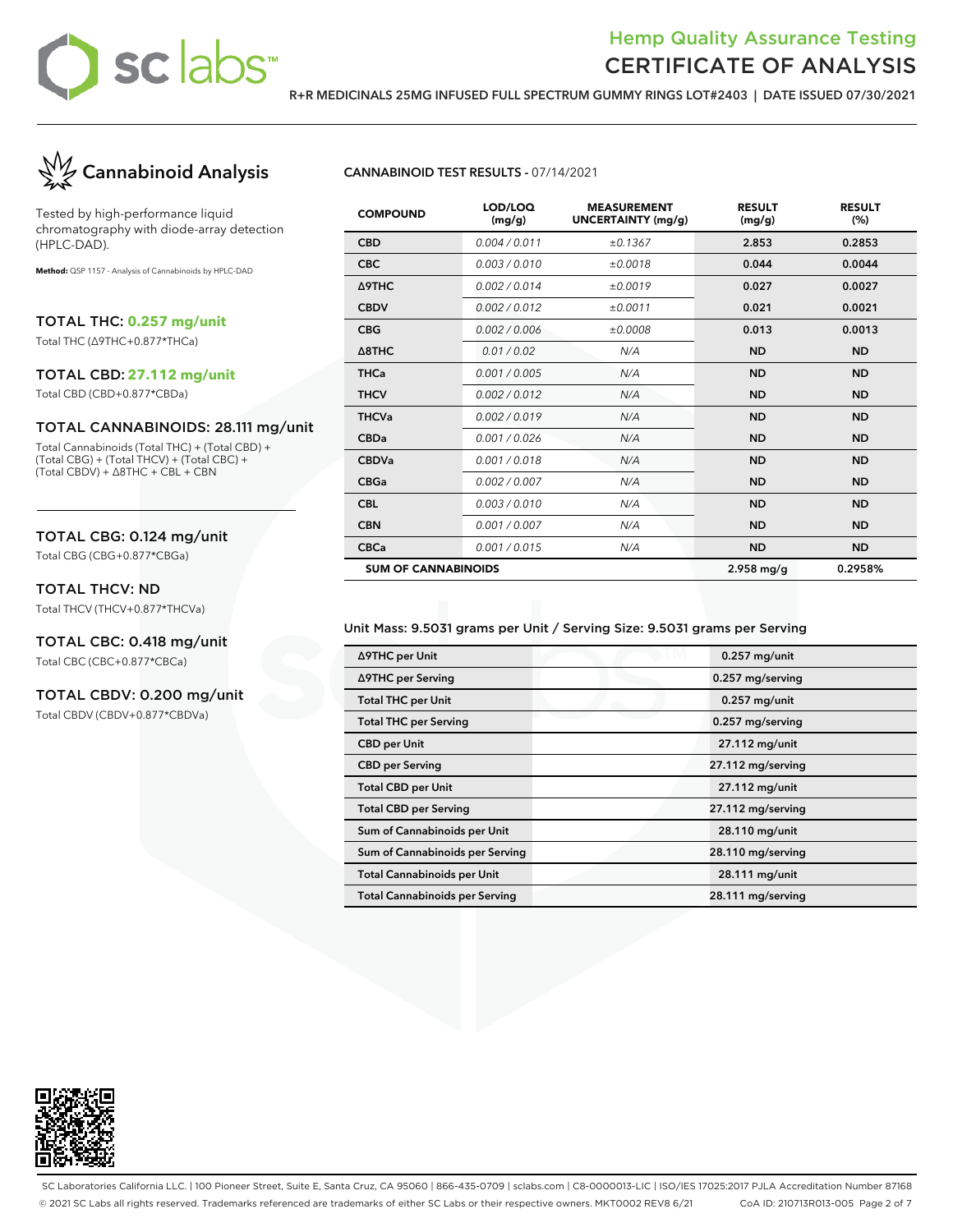# Hemp Quality Assurance Testing
# CERTIFICATE OF ANALYSIS

**R+R MEDICINALS 25MG INFUSED FULL SPECTRUM GUMMY RINGS LOT#2403 | DATE ISSUED 07/30/2021**

## Cannabinoid Analysis

Tested by high-performance liquid chromatography with diode-array detection (HPLC-DAD).

**Method:** QSP 1157 - Analysis of Cannabinoids by HPLC-DAD

### TOTAL THC: 0.257 mg/unit

Total THC (Δ9THC+0.877*THCa)

### TOTAL CBD: 27.112 mg/unit

Total CBD (CBD+0.877*CBDa)

### TOTAL CANNABINOIDS: 28.111 mg/unit

Total Cannabinoids (Total THC) + (Total CBD) + (Total CBG) + (Total THCV) + (Total CBC) + (Total CBDV) + Δ8THC + CBL + CBN

### TOTAL CBG: 0.124 mg/unit

Total CBG (CBG+0.877*CBGa)

### TOTAL THCV: ND

Total THCV (THCV+0.877*THCVa)

### TOTAL CBC: 0.418 mg/unit

Total CBC (CBC+0.877*CBCa)

### TOTAL CBDV: 0.200 mg/unit

Total CBDV (CBDV+0.877*CBDVa)

**CANNABINOID TEST RESULTS** - 07/14/2021

| COMPOUND | LOD/LOQ (mg/g) | MEASUREMENT UNCERTAINTY (mg/g) | RESULT (mg/g) | RESULT (%) |
|---|---|---|---|---|
| CBD | 0.004 / 0.011 | ±0.1367 | 2.853 | 0.2853 |
| CBC | 0.003 / 0.010 | ±0.0018 | 0.044 | 0.0044 |
| Δ9THC | 0.002 / 0.014 | ±0.0019 | 0.027 | 0.0027 |
| CBDV | 0.002 / 0.012 | ±0.0011 | 0.021 | 0.0021 |
| CBG | 0.002 / 0.006 | ±0.0008 | 0.013 | 0.0013 |
| Δ8THC | 0.01 / 0.02 | N/A | ND | ND |
| THCa | 0.001 / 0.005 | N/A | ND | ND |
| THCV | 0.002 / 0.012 | N/A | ND | ND |
| THCVa | 0.002 / 0.019 | N/A | ND | ND |
| CBDa | 0.001 / 0.026 | N/A | ND | ND |
| CBDVa | 0.001 / 0.018 | N/A | ND | ND |
| CBGa | 0.002 / 0.007 | N/A | ND | ND |
| CBL | 0.003 / 0.010 | N/A | ND | ND |
| CBN | 0.001 / 0.007 | N/A | ND | ND |
| CBCa | 0.001 / 0.015 | N/A | ND | ND |
| **SUM OF CANNABINOIDS** | | | **2.958 mg/g** | **0.2958%** |

Unit Mass: 9.5031 grams per Unit / Serving Size: 9.5031 grams per Serving

| | |
|---|---|
| Δ9THC per Unit | 0.257 mg/unit |
| Δ9THC per Serving | 0.257 mg/serving |
| Total THC per Unit | 0.257 mg/unit |
| Total THC per Serving | 0.257 mg/serving |
| CBD per Unit | 27.112 mg/unit |
| CBD per Serving | 27.112 mg/serving |
| Total CBD per Unit | 27.112 mg/unit |
| Total CBD per Serving | 27.112 mg/serving |
| Sum of Cannabinoids per Unit | 28.110 mg/unit |
| Sum of Cannabinoids per Serving | 28.110 mg/serving |
| Total Cannabinoids per Unit | 28.111 mg/unit |
| Total Cannabinoids per Serving | 28.111 mg/serving |

SC Laboratories California LLC. | 100 Pioneer Street, Suite E, Santa Cruz, CA 95060 | 866-435-0709 | sclabs.com | C8-0000013-LIC | ISO/IES 17025:2017 PJLA Accreditation Number 87168
© 2021 SC Labs all rights reserved. Trademarks referenced are trademarks of either SC Labs or their respective owners. MKT0002 REV8 6/21 CoA ID: 210713R013-005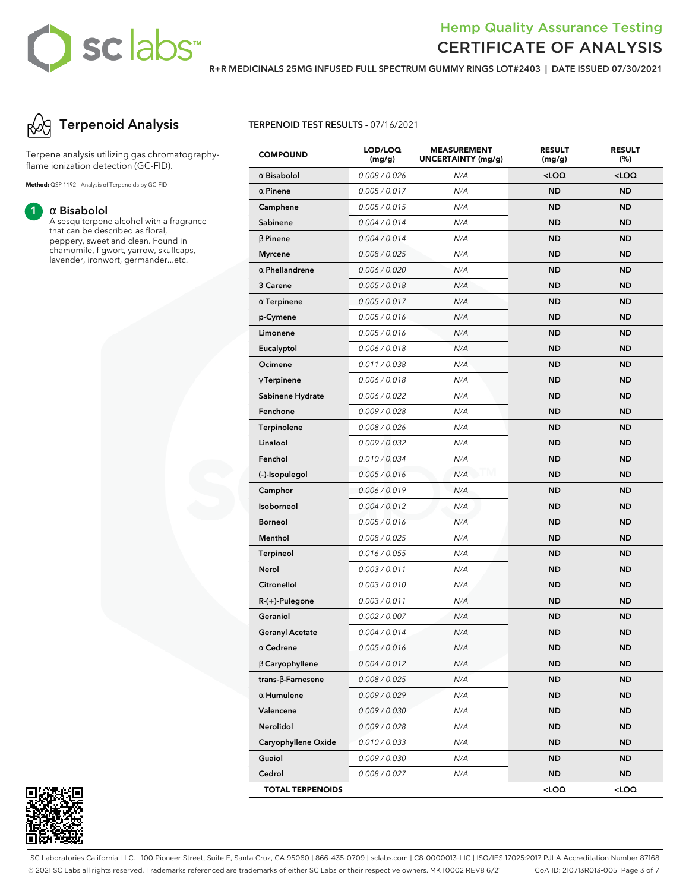## Terpenoid Analysis

Terpene analysis utilizing gas chromatography-flame ionization detection (GC-FID).

**Method:** QSP 1192 - Analysis of Terpenoids by GC-FID

**1** α Bisabolol

A sesquiterpene alcohol with a fragrance that can be described as floral, peppery, sweet and clean. Found in chamomile, figwort, yarrow, skullcaps, lavender, ironwort, germander...etc.

### TERPENOID TEST RESULTS - 07/16/2021

| COMPOUND | LOD/LOQ (mg/g) | MEASUREMENT UNCERTAINTY (mg/g) | RESULT (mg/g) | RESULT (%) |
|---|---|---|---|---|
| α Bisabolol | 0.008 / 0.026 | N/A | <LOQ | <LOQ |
| α Pinene | 0.005 / 0.017 | N/A | ND | ND |
| Camphene | 0.005 / 0.015 | N/A | ND | ND |
| Sabinene | 0.004 / 0.014 | N/A | ND | ND |
| β Pinene | 0.004 / 0.014 | N/A | ND | ND |
| Myrcene | 0.008 / 0.025 | N/A | ND | ND |
| α Phellandrene | 0.006 / 0.020 | N/A | ND | ND |
| 3 Carene | 0.005 / 0.018 | N/A | ND | ND |
| α Terpinene | 0.005 / 0.017 | N/A | ND | ND |
| p-Cymene | 0.005 / 0.016 | N/A | ND | ND |
| Limonene | 0.005 / 0.016 | N/A | ND | ND |
| Eucalyptol | 0.006 / 0.018 | N/A | ND | ND |
| Ocimene | 0.011 / 0.038 | N/A | ND | ND |
| γ Terpinene | 0.006 / 0.018 | N/A | ND | ND |
| Sabinene Hydrate | 0.006 / 0.022 | N/A | ND | ND |
| Fenchone | 0.009 / 0.028 | N/A | ND | ND |
| Terpinolene | 0.008 / 0.026 | N/A | ND | ND |
| Linalool | 0.009 / 0.032 | N/A | ND | ND |
| Fenchol | 0.010 / 0.034 | N/A | ND | ND |
| (-)-Isopulegol | 0.005 / 0.016 | N/A | ND | ND |
| Camphor | 0.006 / 0.019 | N/A | ND | ND |
| Isoborneol | 0.004 / 0.012 | N/A | ND | ND |
| Borneol | 0.005 / 0.016 | N/A | ND | ND |
| Menthol | 0.008 / 0.025 | N/A | ND | ND |
| Terpineol | 0.016 / 0.055 | N/A | ND | ND |
| Nerol | 0.003 / 0.011 | N/A | ND | ND |
| Citronellol | 0.003 / 0.010 | N/A | ND | ND |
| R-(+)-Pulegone | 0.003 / 0.011 | N/A | ND | ND |
| Geraniol | 0.002 / 0.007 | N/A | ND | ND |
| Geranyl Acetate | 0.004 / 0.014 | N/A | ND | ND |
| α Cedrene | 0.005 / 0.016 | N/A | ND | ND |
| β Caryophyllene | 0.004 / 0.012 | N/A | ND | ND |
| trans-β-Farnesene | 0.008 / 0.025 | N/A | ND | ND |
| α Humulene | 0.009 / 0.029 | N/A | ND | ND |
| Valencene | 0.009 / 0.030 | N/A | ND | ND |
| Nerolidol | 0.009 / 0.028 | N/A | ND | ND |
| Caryophyllene Oxide | 0.010 / 0.033 | N/A | ND | ND |
| Guaiol | 0.009 / 0.030 | N/A | ND | ND |
| Cedrol | 0.008 / 0.027 | N/A | ND | ND |
| **TOTAL TERPENOIDS** | | | <LOQ | <LOQ |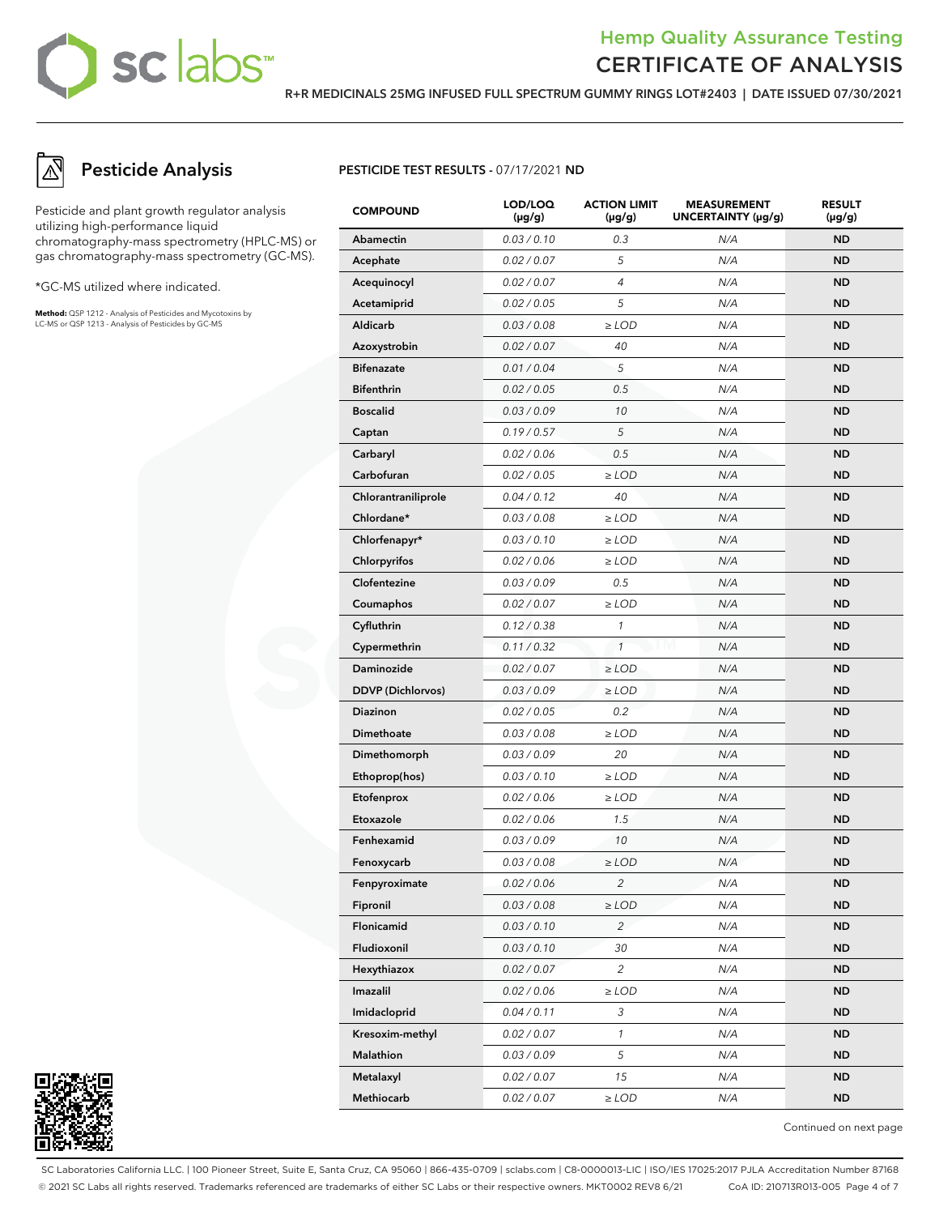## Pesticide Analysis

Pesticide and plant growth regulator analysis utilizing high-performance liquid chromatography-mass spectrometry (HPLC-MS) or gas chromatography-mass spectrometry (GC-MS).

*GC-MS utilized where indicated.

**Method:** QSP 1212 - Analysis of Pesticides and Mycotoxins by LC-MS or QSP 1213 - Analysis of Pesticides by GC-MS

**PESTICIDE TEST RESULTS -** 07/17/2021 **ND**

| COMPOUND | LOD/LOQ (μg/g) | ACTION LIMIT (μg/g) | MEASUREMENT UNCERTAINTY (μg/g) | RESULT (μg/g) |
|---|---|---|---|---|
| Abamectin | 0.03 / 0.10 | 0.3 | N/A | ND |
| Acephate | 0.02 / 0.07 | 5 | N/A | ND |
| Acequinocyl | 0.02 / 0.07 | 4 | N/A | ND |
| Acetamiprid | 0.02 / 0.05 | 5 | N/A | ND |
| Aldicarb | 0.03 / 0.08 | ≥ LOD | N/A | ND |
| Azoxystrobin | 0.02 / 0.07 | 40 | N/A | ND |
| Bifenazate | 0.01 / 0.04 | 5 | N/A | ND |
| Bifenthrin | 0.02 / 0.05 | 0.5 | N/A | ND |
| Boscalid | 0.03 / 0.09 | 10 | N/A | ND |
| Captan | 0.19 / 0.57 | 5 | N/A | ND |
| Carbaryl | 0.02 / 0.06 | 0.5 | N/A | ND |
| Carbofuran | 0.02 / 0.05 | ≥ LOD | N/A | ND |
| Chlorantraniliprole | 0.04 / 0.12 | 40 | N/A | ND |
| Chlordane* | 0.03 / 0.08 | ≥ LOD | N/A | ND |
| Chlorfenapyr* | 0.03 / 0.10 | ≥ LOD | N/A | ND |
| Chlorpyrifos | 0.02 / 0.06 | ≥ LOD | N/A | ND |
| Clofentezine | 0.03 / 0.09 | 0.5 | N/A | ND |
| Coumaphos | 0.02 / 0.07 | ≥ LOD | N/A | ND |
| Cyfluthrin | 0.12 / 0.38 | 1 | N/A | ND |
| Cypermethrin | 0.11 / 0.32 | 1 | N/A | ND |
| Daminozide | 0.02 / 0.07 | ≥ LOD | N/A | ND |
| DDVP (Dichlorvos) | 0.03 / 0.09 | ≥ LOD | N/A | ND |
| Diazinon | 0.02 / 0.05 | 0.2 | N/A | ND |
| Dimethoate | 0.03 / 0.08 | ≥ LOD | N/A | ND |
| Dimethomorph | 0.03 / 0.09 | 20 | N/A | ND |
| Ethoprop(hos) | 0.03 / 0.10 | ≥ LOD | N/A | ND |
| Etofenprox | 0.02 / 0.06 | ≥ LOD | N/A | ND |
| Etoxazole | 0.02 / 0.06 | 1.5 | N/A | ND |
| Fenhexamid | 0.03 / 0.09 | 10 | N/A | ND |
| Fenoxycarb | 0.03 / 0.08 | ≥ LOD | N/A | ND |
| Fenpyroximate | 0.02 / 0.06 | 2 | N/A | ND |
| Fipronil | 0.03 / 0.08 | ≥ LOD | N/A | ND |
| Flonicamid | 0.03 / 0.10 | 2 | N/A | ND |
| Fludioxonil | 0.03 / 0.10 | 30 | N/A | ND |
| Hexythiazox | 0.02 / 0.07 | 2 | N/A | ND |
| Imazalil | 0.02 / 0.06 | ≥ LOD | N/A | ND |
| Imidacloprid | 0.04 / 0.11 | 3 | N/A | ND |
| Kresoxim-methyl | 0.02 / 0.07 | 1 | N/A | ND |
| Malathion | 0.03 / 0.09 | 5 | N/A | ND |
| Metalaxyl | 0.02 / 0.07 | 15 | N/A | ND |
| Methiocarb | 0.02 / 0.07 | ≥ LOD | N/A | ND |

Continued on next page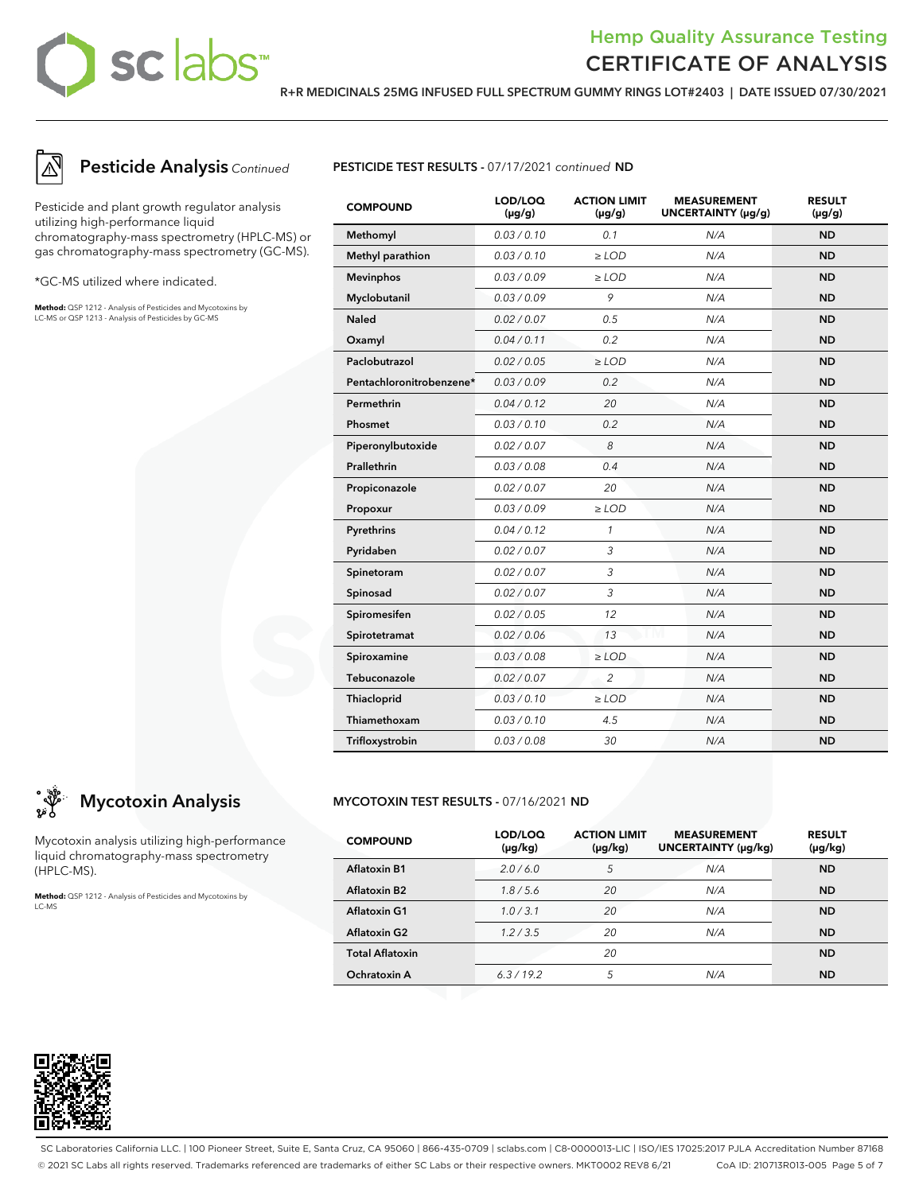## Pesticide Analysis *Continued*

Pesticide and plant growth regulator analysis utilizing high-performance liquid chromatography-mass spectrometry (HPLC-MS) or gas chromatography-mass spectrometry (GC-MS).

*GC-MS utilized where indicated.

**Method:** QSP 1212 - Analysis of Pesticides and Mycotoxins by LC-MS or QSP 1213 - Analysis of Pesticides by GC-MS

### PESTICIDE TEST RESULTS - 07/17/2021 *continued* ND

| COMPOUND | LOD/LOQ (µg/g) | ACTION LIMIT (µg/g) | MEASUREMENT UNCERTAINTY (µg/g) | RESULT (µg/g) |
|---|---|---|---|---|
| Methomyl | 0.03 / 0.10 | 0.1 | N/A | ND |
| Methyl parathion | 0.03 / 0.10 | ≥ LOD | N/A | ND |
| Mevinphos | 0.03 / 0.09 | ≥ LOD | N/A | ND |
| Myclobutanil | 0.03 / 0.09 | 9 | N/A | ND |
| Naled | 0.02 / 0.07 | 0.5 | N/A | ND |
| Oxamyl | 0.04 / 0.11 | 0.2 | N/A | ND |
| Paclobutrazol | 0.02 / 0.05 | ≥ LOD | N/A | ND |
| Pentachloronitrobenzene* | 0.03 / 0.09 | 0.2 | N/A | ND |
| Permethrin | 0.04 / 0.12 | 20 | N/A | ND |
| Phosmet | 0.03 / 0.10 | 0.2 | N/A | ND |
| Piperonylbutoxide | 0.02 / 0.07 | 8 | N/A | ND |
| Prallethrin | 0.03 / 0.08 | 0.4 | N/A | ND |
| Propiconazole | 0.02 / 0.07 | 20 | N/A | ND |
| Propoxur | 0.03 / 0.09 | ≥ LOD | N/A | ND |
| Pyrethrins | 0.04 / 0.12 | 1 | N/A | ND |
| Pyridaben | 0.02 / 0.07 | 3 | N/A | ND |
| Spinetoram | 0.02 / 0.07 | 3 | N/A | ND |
| Spinosad | 0.02 / 0.07 | 3 | N/A | ND |
| Spiromesifen | 0.02 / 0.05 | 12 | N/A | ND |
| Spirotetramat | 0.02 / 0.06 | 13 | N/A | ND |
| Spiroxamine | 0.03 / 0.08 | ≥ LOD | N/A | ND |
| Tebuconazole | 0.02 / 0.07 | 2 | N/A | ND |
| Thiacloprid | 0.03 / 0.10 | ≥ LOD | N/A | ND |
| Thiamethoxam | 0.03 / 0.10 | 4.5 | N/A | ND |
| Trifloxystrobin | 0.03 / 0.08 | 30 | N/A | ND |

## Mycotoxin Analysis

Mycotoxin analysis utilizing high-performance liquid chromatography-mass spectrometry (HPLC-MS).

**Method:** QSP 1212 - Analysis of Pesticides and Mycotoxins by LC-MS

### MYCOTOXIN TEST RESULTS - 07/16/2021 ND

| COMPOUND | LOD/LOQ (µg/kg) | ACTION LIMIT (µg/kg) | MEASUREMENT UNCERTAINTY (µg/kg) | RESULT (µg/kg) |
|---|---|---|---|---|
| Aflatoxin B1 | 2.0 / 6.0 | 5 | N/A | ND |
| Aflatoxin B2 | 1.8 / 5.6 | 20 | N/A | ND |
| Aflatoxin G1 | 1.0 / 3.1 | 20 | N/A | ND |
| Aflatoxin G2 | 1.2 / 3.5 | 20 | N/A | ND |
| Total Aflatoxin | | 20 | | ND |
| Ochratoxin A | 6.3 / 19.2 | 5 | N/A | ND |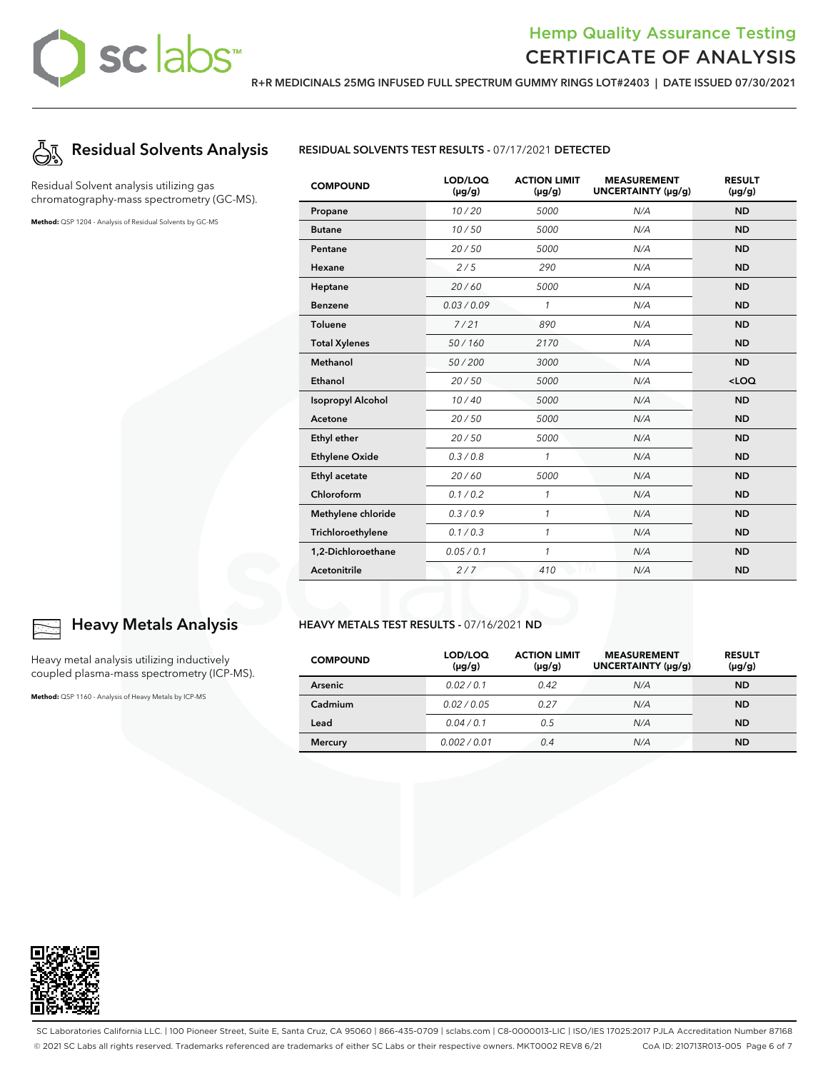## Residual Solvents Analysis

Residual Solvent analysis utilizing gas chromatography-mass spectrometry (GC-MS).

**Method:** QSP 1204 - Analysis of Residual Solvents by GC-MS

**RESIDUAL SOLVENTS TEST RESULTS** - 07/17/2021 **DETECTED**

| COMPOUND | LOD/LOQ (μg/g) | ACTION LIMIT (μg/g) | MEASUREMENT UNCERTAINTY (μg/g) | RESULT (μg/g) |
|---|---|---|---|---|
| Propane | 10 / 20 | 5000 | N/A | ND |
| Butane | 10 / 50 | 5000 | N/A | ND |
| Pentane | 20 / 50 | 5000 | N/A | ND |
| Hexane | 2 / 5 | 290 | N/A | ND |
| Heptane | 20 / 60 | 5000 | N/A | ND |
| Benzene | 0.03 / 0.09 | 1 | N/A | ND |
| Toluene | 7 / 21 | 890 | N/A | ND |
| Total Xylenes | 50 / 160 | 2170 | N/A | ND |
| Methanol | 50 / 200 | 3000 | N/A | ND |
| Ethanol | 20 / 50 | 5000 | N/A | <LOQ |
| Isopropyl Alcohol | 10 / 40 | 5000 | N/A | ND |
| Acetone | 20 / 50 | 5000 | N/A | ND |
| Ethyl ether | 20 / 50 | 5000 | N/A | ND |
| Ethylene Oxide | 0.3 / 0.8 | 1 | N/A | ND |
| Ethyl acetate | 20 / 60 | 5000 | N/A | ND |
| Chloroform | 0.1 / 0.2 | 1 | N/A | ND |
| Methylene chloride | 0.3 / 0.9 | 1 | N/A | ND |
| Trichloroethylene | 0.1 / 0.3 | 1 | N/A | ND |
| 1,2-Dichloroethane | 0.05 / 0.1 | 1 | N/A | ND |
| Acetonitrile | 2 / 7 | 410 | N/A | ND |

## Heavy Metals Analysis

Heavy metal analysis utilizing inductively coupled plasma-mass spectrometry (ICP-MS).

**Method:** QSP 1160 - Analysis of Heavy Metals by ICP-MS

**HEAVY METALS TEST RESULTS** - 07/16/2021 **ND**

| COMPOUND | LOD/LOQ (μg/g) | ACTION LIMIT (μg/g) | MEASUREMENT UNCERTAINTY (μg/g) | RESULT (μg/g) |
|---|---|---|---|---|
| Arsenic | 0.02 / 0.1 | 0.42 | N/A | ND |
| Cadmium | 0.02 / 0.05 | 0.27 | N/A | ND |
| Lead | 0.04 / 0.1 | 0.5 | N/A | ND |
| Mercury | 0.002 / 0.01 | 0.4 | N/A | ND |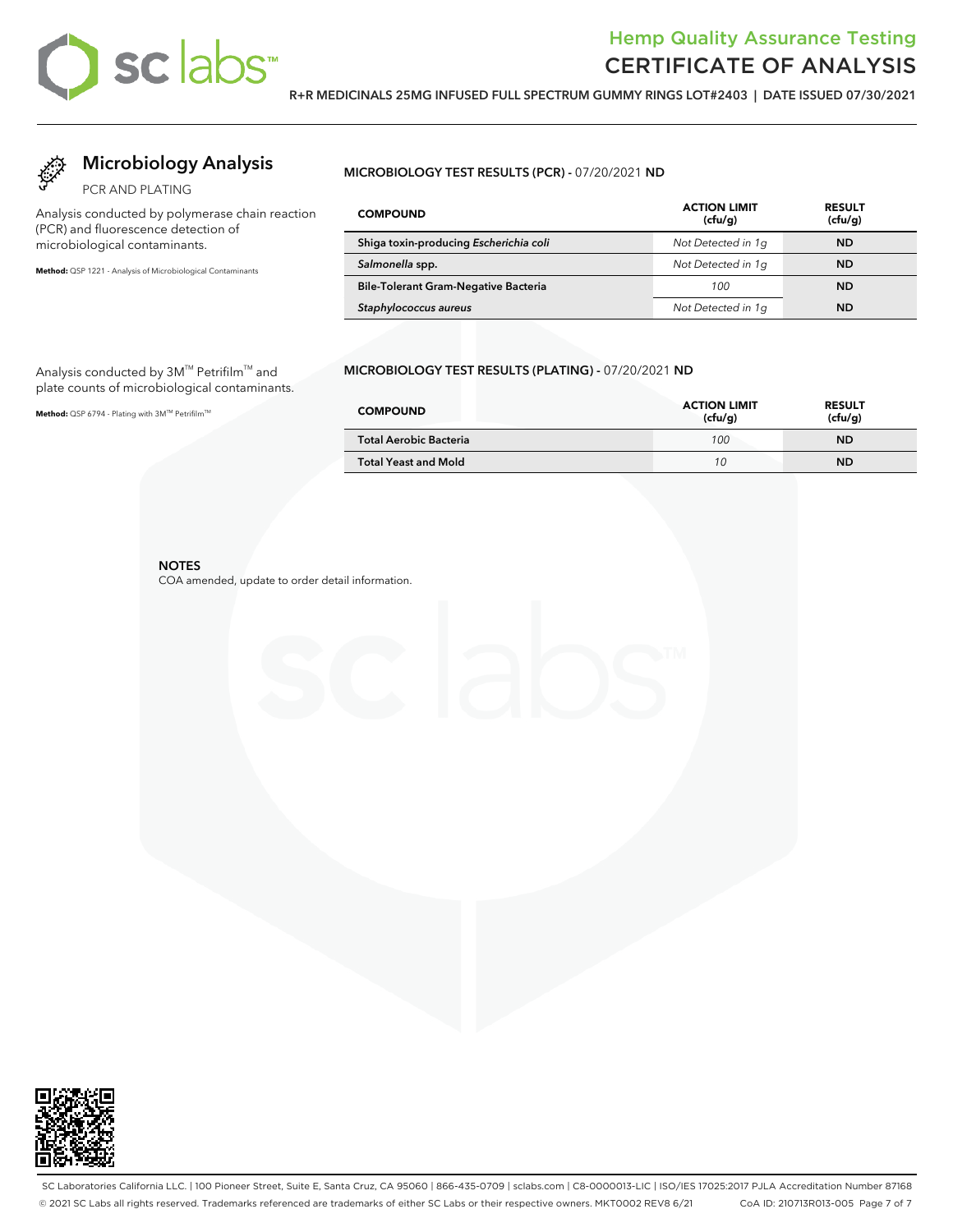## Microbiology Analysis

PCR AND PLATING

Analysis conducted by polymerase chain reaction (PCR) and fluorescence detection of microbiological contaminants.

**Method:** QSP 1221 - Analysis of Microbiological Contaminants

**MICROBIOLOGY TEST RESULTS (PCR) -** 07/20/2021 **ND**

| COMPOUND | ACTION LIMIT (cfu/g) | RESULT (cfu/g) |
|---|---|---|
| Shiga toxin-producing *Escherichia coli* | *Not Detected in 1g* | **ND** |
| *Salmonella* spp. | *Not Detected in 1g* | **ND** |
| Bile-Tolerant Gram-Negative Bacteria | *100* | **ND** |
| *Staphylococcus aureus* | *Not Detected in 1g* | **ND** |

Analysis conducted by 3M™ Petrifilm™ and plate counts of microbiological contaminants.

**Method:** QSP 6794 - Plating with 3M™ Petrifilm™

**MICROBIOLOGY TEST RESULTS (PLATING) -** 07/20/2021 **ND**

| COMPOUND | ACTION LIMIT (cfu/g) | RESULT (cfu/g) |
|---|---|---|
| Total Aerobic Bacteria | *100* | **ND** |
| Total Yeast and Mold | *10* | **ND** |

**NOTES**

COA amended, update to order detail information.